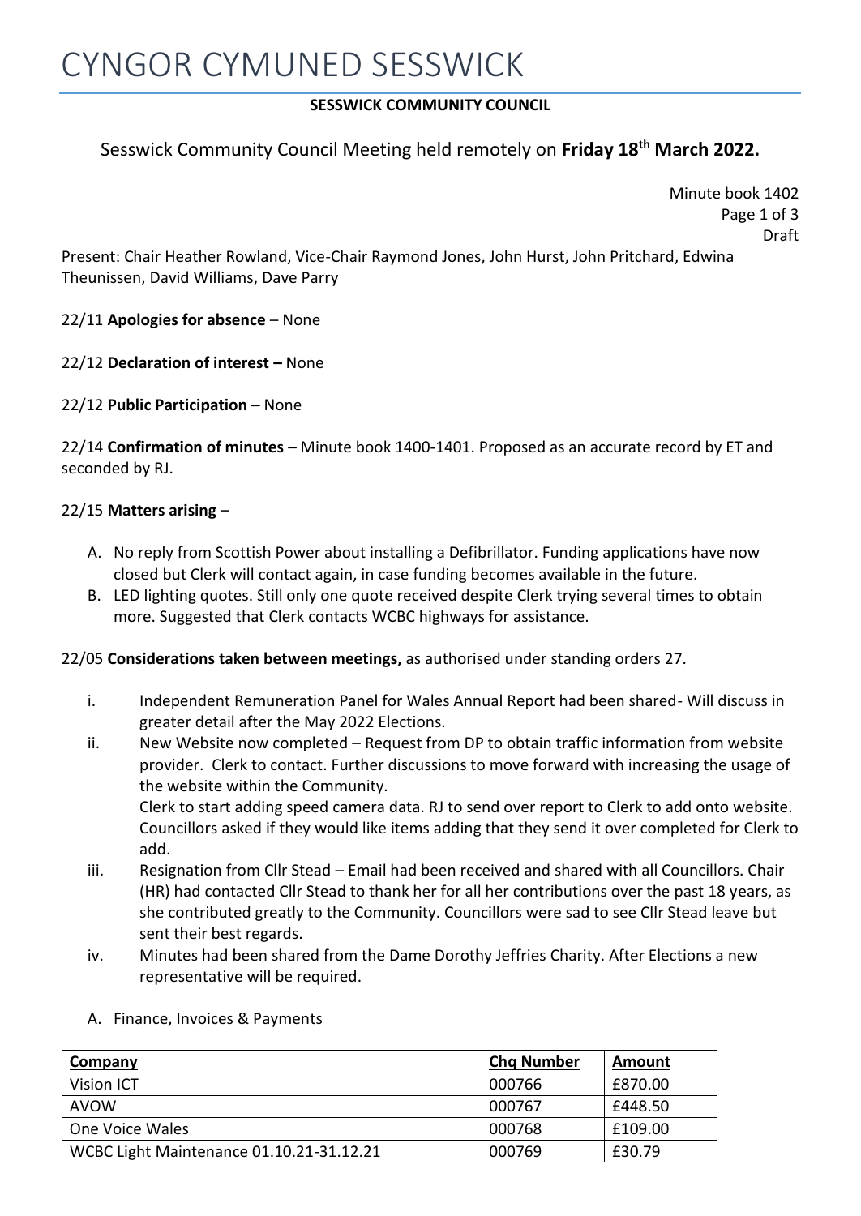# CYNGOR CYMUNED SESSWICK

**SESSWICK COMMUNITY COUNCIL**

## Sesswick Community Council Meeting held remotely on **Friday 18th March 2022.**

Minute book 1402
Draft

Present: Chair Heather Rowland, Vice-Chair Raymond Jones, John Hurst, John Pritchard, Edwina Theunissen, David Williams, Dave Parry

22/11 **Apologies for absence** – None

22/12 **Declaration of interest –** None

22/12 **Public Participation –** None

22/14 **Confirmation of minutes –** Minute book 1400-1401. Proposed as an accurate record by ET and seconded by RJ.

22/15 **Matters arising** –

A. No reply from Scottish Power about installing a Defibrillator. Funding applications have now closed but Clerk will contact again, in case funding becomes available in the future.
B. LED lighting quotes. Still only one quote received despite Clerk trying several times to obtain more. Suggested that Clerk contacts WCBC highways for assistance.

22/05 **Considerations taken between meetings,** as authorised under standing orders 27.

i. Independent Remuneration Panel for Wales Annual Report had been shared- Will discuss in greater detail after the May 2022 Elections.
ii. New Website now completed – Request from DP to obtain traffic information from website provider. Clerk to contact. Further discussions to move forward with increasing the usage of the website within the Community.
Clerk to start adding speed camera data. RJ to send over report to Clerk to add onto website. Councillors asked if they would like items adding that they send it over completed for Clerk to add.
iii. Resignation from Cllr Stead – Email had been received and shared with all Councillors. Chair (HR) had contacted Cllr Stead to thank her for all her contributions over the past 18 years, as she contributed greatly to the Community. Councillors were sad to see Cllr Stead leave but sent their best regards.
iv. Minutes had been shared from the Dame Dorothy Jeffries Charity. After Elections a new representative will be required.

A. Finance, Invoices & Payments

| **Company** | **Chq Number** | **Amount** |
|---|---|---|
| Vision ICT | 000766 | £870.00 |
| AVOW | 000767 | £448.50 |
| One Voice Wales | 000768 | £109.00 |
| WCBC Light Maintenance 01.10.21-31.12.21 | 000769 | £30.79 |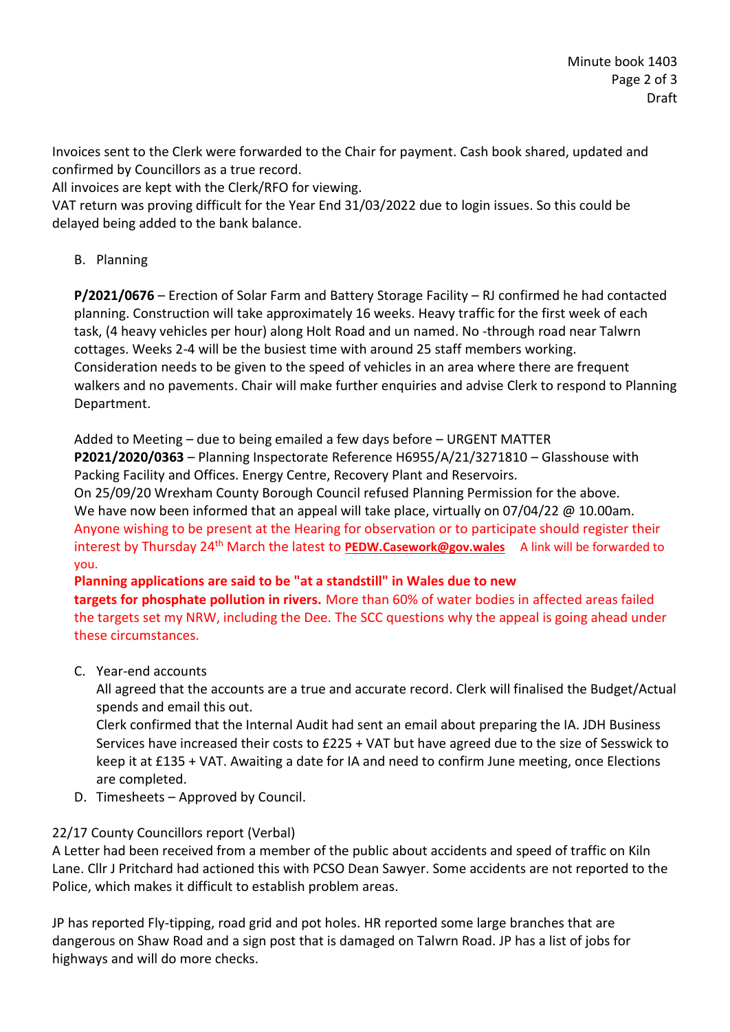Invoices sent to the Clerk were forwarded to the Chair for payment. Cash book shared, updated and confirmed by Councillors as a true record.
All invoices are kept with the Clerk/RFO for viewing.
VAT return was proving difficult for the Year End 31/03/2022 due to login issues. So this could be delayed being added to the bank balance.

B. Planning

**P/2021/0676** – Erection of Solar Farm and Battery Storage Facility – RJ confirmed he had contacted planning. Construction will take approximately 16 weeks. Heavy traffic for the first week of each task, (4 heavy vehicles per hour) along Holt Road and un named. No -through road near Talwrn cottages. Weeks 2-4 will be the busiest time with around 25 staff members working. Consideration needs to be given to the speed of vehicles in an area where there are frequent walkers and no pavements. Chair will make further enquiries and advise Clerk to respond to Planning Department.

Added to Meeting – due to being emailed a few days before – URGENT MATTER
**P2021/2020/0363** – Planning Inspectorate Reference H6955/A/21/3271810 – Glasshouse with Packing Facility and Offices. Energy Centre, Recovery Plant and Reservoirs.
On 25/09/20 Wrexham County Borough Council refused Planning Permission for the above.
We have now been informed that an appeal will take place, virtually on 07/04/22 @ 10.00am.
Anyone wishing to be present at the Hearing for observation or to participate should register their interest by Thursday 24th March the latest to **PEDW.Casework@gov.wales** A link will be forwarded to you.
**Planning applications are said to be "at a standstill" in Wales due to new targets for phosphate pollution in rivers.** More than 60% of water bodies in affected areas failed the targets set my NRW, including the Dee. The SCC questions why the appeal is going ahead under these circumstances.

C. Year-end accounts
All agreed that the accounts are a true and accurate record. Clerk will finalised the Budget/Actual spends and email this out.
Clerk confirmed that the Internal Audit had sent an email about preparing the IA. JDH Business Services have increased their costs to £225 + VAT but have agreed due to the size of Sesswick to keep it at £135 + VAT. Awaiting a date for IA and need to confirm June meeting, once Elections are completed.

D. Timesheets – Approved by Council.

22/17 County Councillors report (Verbal)
A Letter had been received from a member of the public about accidents and speed of traffic on Kiln Lane. Cllr J Pritchard had actioned this with PCSO Dean Sawyer. Some accidents are not reported to the Police, which makes it difficult to establish problem areas.

JP has reported Fly-tipping, road grid and pot holes. HR reported some large branches that are dangerous on Shaw Road and a sign post that is damaged on Talwrn Road. JP has a list of jobs for highways and will do more checks.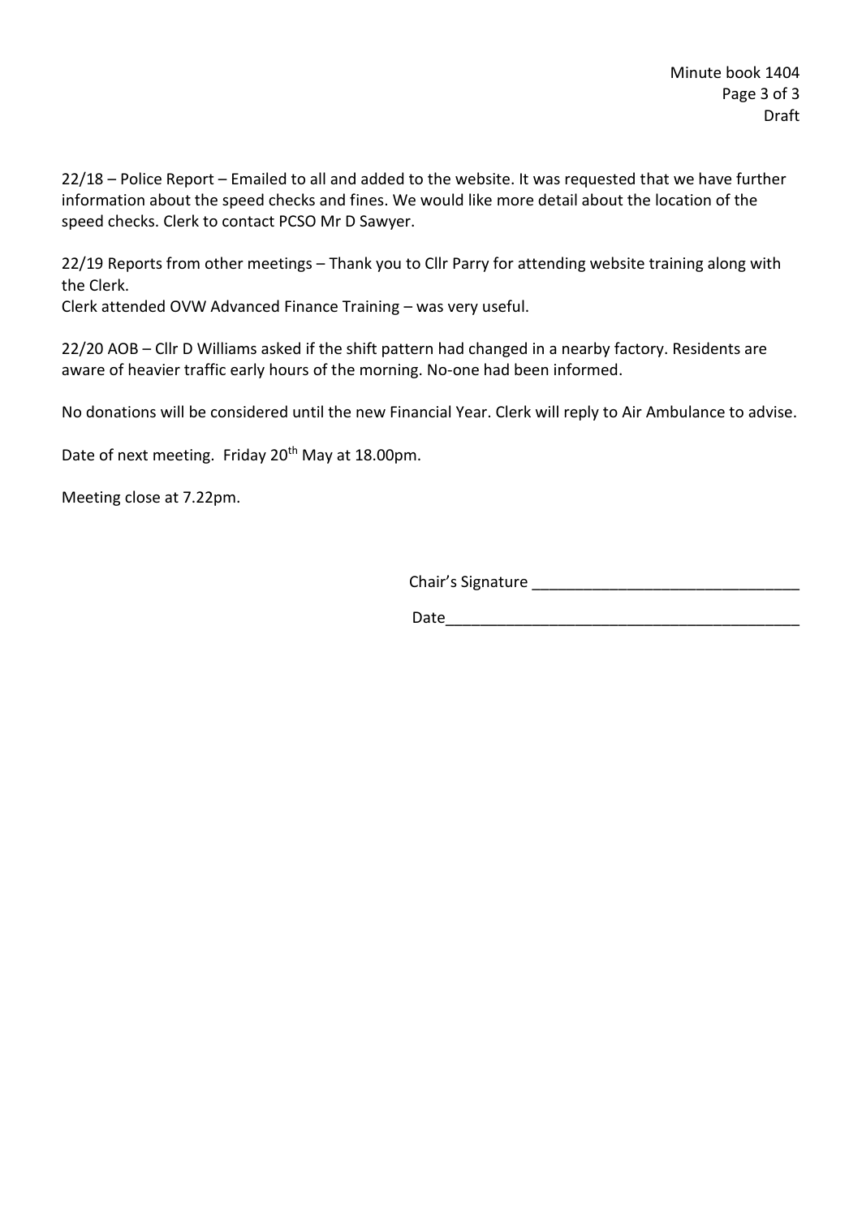22/18 – Police Report – Emailed to all and added to the website. It was requested that we have further information about the speed checks and fines. We would like more detail about the location of the speed checks. Clerk to contact PCSO Mr D Sawyer.

22/19 Reports from other meetings – Thank you to Cllr Parry for attending website training along with the Clerk.
Clerk attended OVW Advanced Finance Training – was very useful.

22/20 AOB – Cllr D Williams asked if the shift pattern had changed in a nearby factory. Residents are aware of heavier traffic early hours of the morning. No-one had been informed.

No donations will be considered until the new Financial Year. Clerk will reply to Air Ambulance to advise.

Date of next meeting. Friday 20th May at 18.00pm.

Meeting close at 7.22pm.

Chair's Signature ______________________________

Date________________________________________